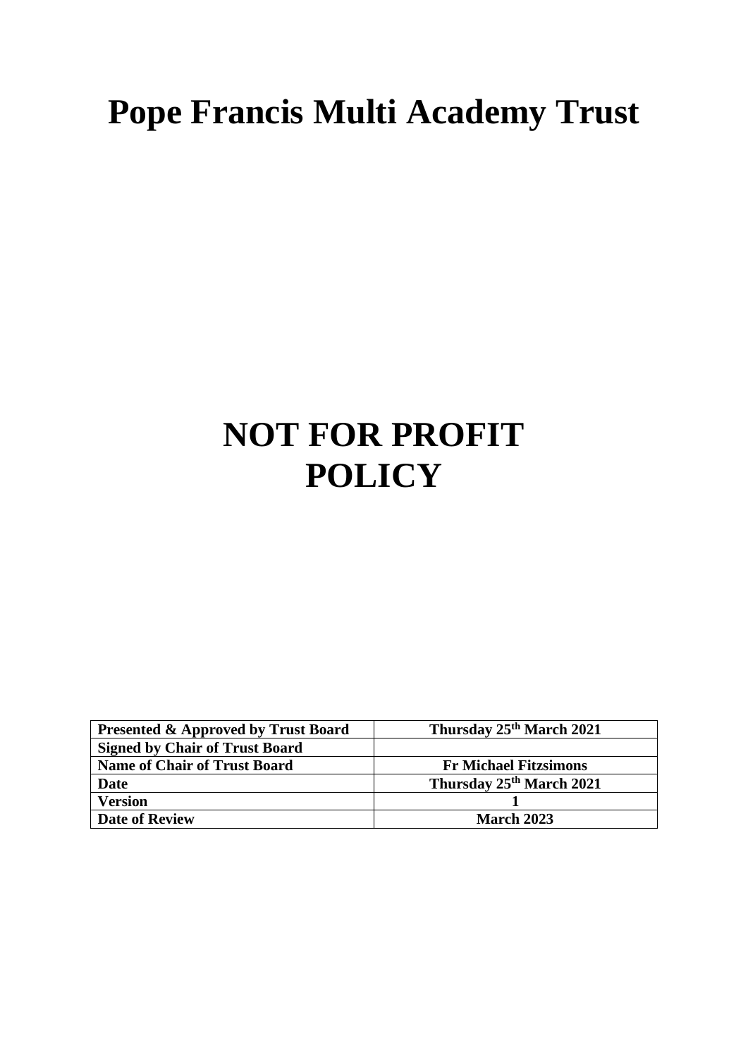# Pope Francis Multi Academy Trust

# NOT FOR PROFIT POLICY

| **Presented & Approved by Trust Board** | **Thursday 25th March 2021** |
|---|---|
| **Signed by Chair of Trust Board** | |
| **Name of Chair of Trust Board** | **Fr Michael Fitzsimons** |
| **Date** | **Thursday 25th March 2021** |
| **Version** | **1** |
| **Date of Review** | **March 2023** |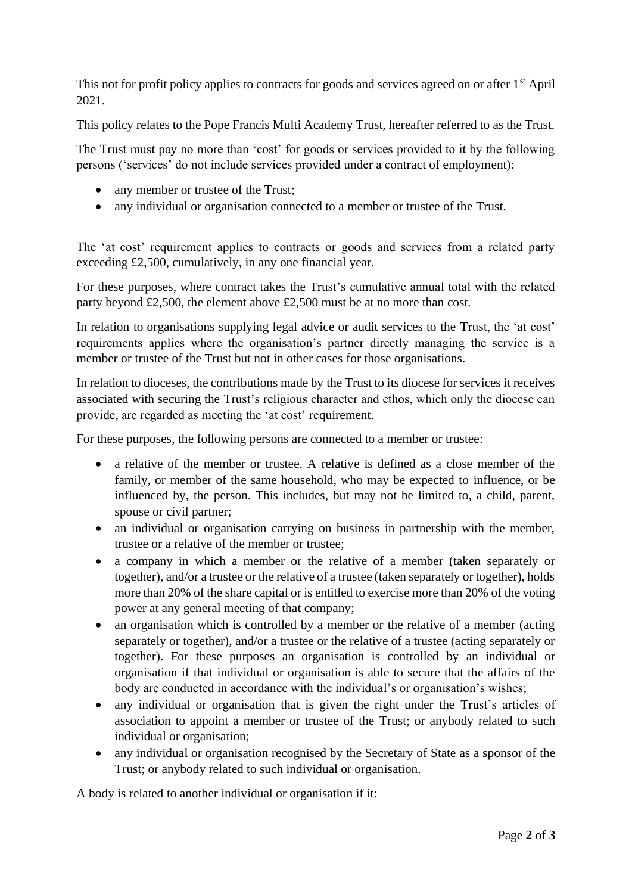This not for profit policy applies to contracts for goods and services agreed on or after 1st April 2021.

This policy relates to the Pope Francis Multi Academy Trust, hereafter referred to as the Trust.

The Trust must pay no more than 'cost' for goods or services provided to it by the following persons ('services' do not include services provided under a contract of employment):

- any member or trustee of the Trust;
- any individual or organisation connected to a member or trustee of the Trust.

The 'at cost' requirement applies to contracts or goods and services from a related party exceeding £2,500, cumulatively, in any one financial year.

For these purposes, where contract takes the Trust's cumulative annual total with the related party beyond £2,500, the element above £2,500 must be at no more than cost.

In relation to organisations supplying legal advice or audit services to the Trust, the 'at cost' requirements applies where the organisation's partner directly managing the service is a member or trustee of the Trust but not in other cases for those organisations.

In relation to dioceses, the contributions made by the Trust to its diocese for services it receives associated with securing the Trust's religious character and ethos, which only the diocese can provide, are regarded as meeting the 'at cost' requirement.

For these purposes, the following persons are connected to a member or trustee:

- a relative of the member or trustee. A relative is defined as a close member of the family, or member of the same household, who may be expected to influence, or be influenced by, the person. This includes, but may not be limited to, a child, parent, spouse or civil partner;
- an individual or organisation carrying on business in partnership with the member, trustee or a relative of the member or trustee;
- a company in which a member or the relative of a member (taken separately or together), and/or a trustee or the relative of a trustee (taken separately or together), holds more than 20% of the share capital or is entitled to exercise more than 20% of the voting power at any general meeting of that company;
- an organisation which is controlled by a member or the relative of a member (acting separately or together), and/or a trustee or the relative of a trustee (acting separately or together). For these purposes an organisation is controlled by an individual or organisation if that individual or organisation is able to secure that the affairs of the body are conducted in accordance with the individual's or organisation's wishes;
- any individual or organisation that is given the right under the Trust's articles of association to appoint a member or trustee of the Trust; or anybody related to such individual or organisation;
- any individual or organisation recognised by the Secretary of State as a sponsor of the Trust; or anybody related to such individual or organisation.

A body is related to another individual or organisation if it: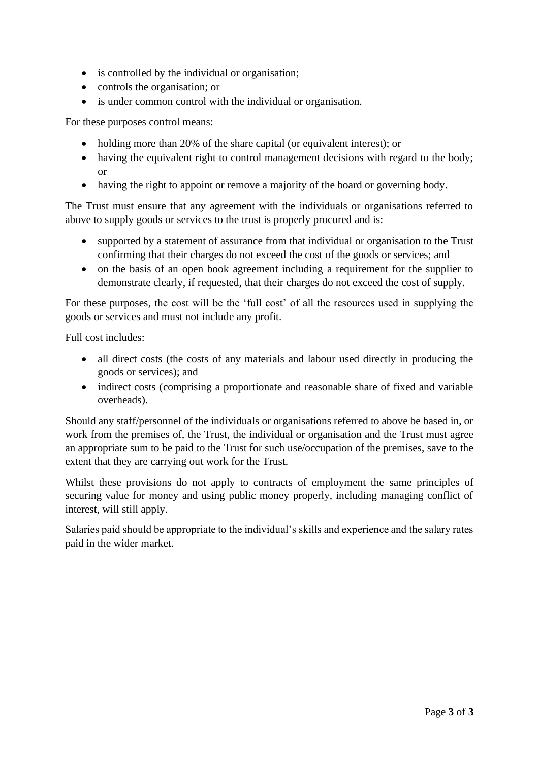- is controlled by the individual or organisation;
- controls the organisation; or
- is under common control with the individual or organisation.

For these purposes control means:

- holding more than 20% of the share capital (or equivalent interest); or
- having the equivalent right to control management decisions with regard to the body; or
- having the right to appoint or remove a majority of the board or governing body.

The Trust must ensure that any agreement with the individuals or organisations referred to above to supply goods or services to the trust is properly procured and is:

- supported by a statement of assurance from that individual or organisation to the Trust confirming that their charges do not exceed the cost of the goods or services; and
- on the basis of an open book agreement including a requirement for the supplier to demonstrate clearly, if requested, that their charges do not exceed the cost of supply.

For these purposes, the cost will be the 'full cost' of all the resources used in supplying the goods or services and must not include any profit.

Full cost includes:

- all direct costs (the costs of any materials and labour used directly in producing the goods or services); and
- indirect costs (comprising a proportionate and reasonable share of fixed and variable overheads).

Should any staff/personnel of the individuals or organisations referred to above be based in, or work from the premises of, the Trust, the individual or organisation and the Trust must agree an appropriate sum to be paid to the Trust for such use/occupation of the premises, save to the extent that they are carrying out work for the Trust.

Whilst these provisions do not apply to contracts of employment the same principles of securing value for money and using public money properly, including managing conflict of interest, will still apply.

Salaries paid should be appropriate to the individual's skills and experience and the salary rates paid in the wider market.